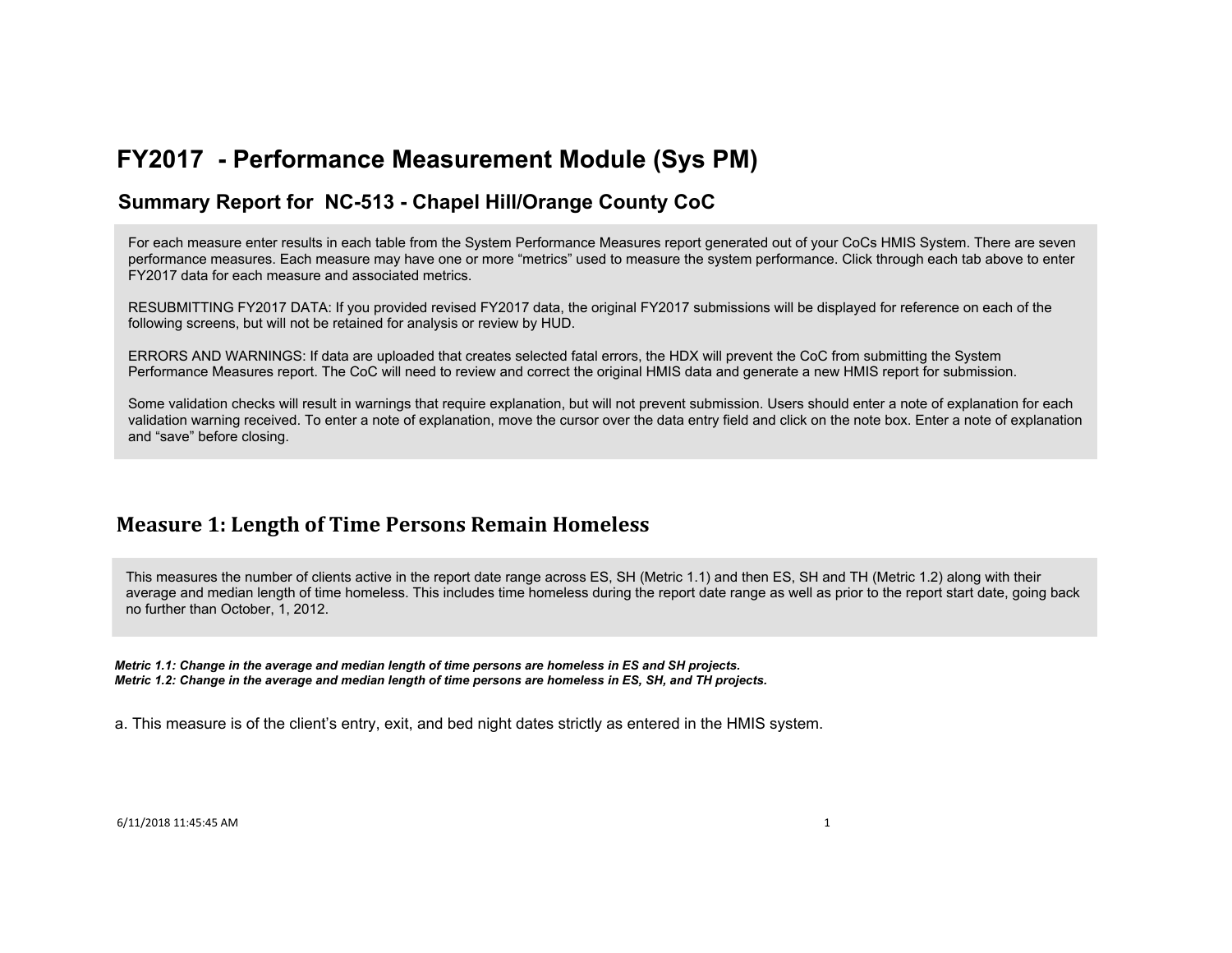# FY2017 - Performance Measurement Module (Sys PM)

## Summary Report for NC-513 - Chapel Hill/Orange County CoC

For each measure enter results in each table from the System Performance Measures report generated out of your CoCs HMIS System. There are seven performance measures. Each measure may have one or more "metrics" used to measure the system performance. Click through each tab above to enter FY2017 data for each measure and associated metrics.

RESUBMITTING FY2017 DATA: If you provided revised FY2017 data, the original FY2017 submissions will be displayed for reference on each of the following screens, but will not be retained for analysis or review by HUD.

ERRORS AND WARNINGS: If data are uploaded that creates selected fatal errors, the HDX will prevent the CoC from submitting the System Performance Measures report. The CoC will need to review and correct the original HMIS data and generate a new HMIS report for submission.

Some validation checks will result in warnings that require explanation, but will not prevent submission. Users should enter a note of explanation for each validation warning received. To enter a note of explanation, move the cursor over the data entry field and click on the note box. Enter a note of explanation and "save" before closing.

## Measure 1: Length of Time Persons Remain Homeless

This measures the number of clients active in the report date range across ES, SH (Metric 1.1) and then ES, SH and TH (Metric 1.2) along with their average and median length of time homeless. This includes time homeless during the report date range as well as prior to the report start date, going back no further than October, 1, 2012.

***Metric 1.1: Change in the average and median length of time persons are homeless in ES and SH projects.***
***Metric 1.2: Change in the average and median length of time persons are homeless in ES, SH, and TH projects.***

a. This measure is of the client's entry, exit, and bed night dates strictly as entered in the HMIS system.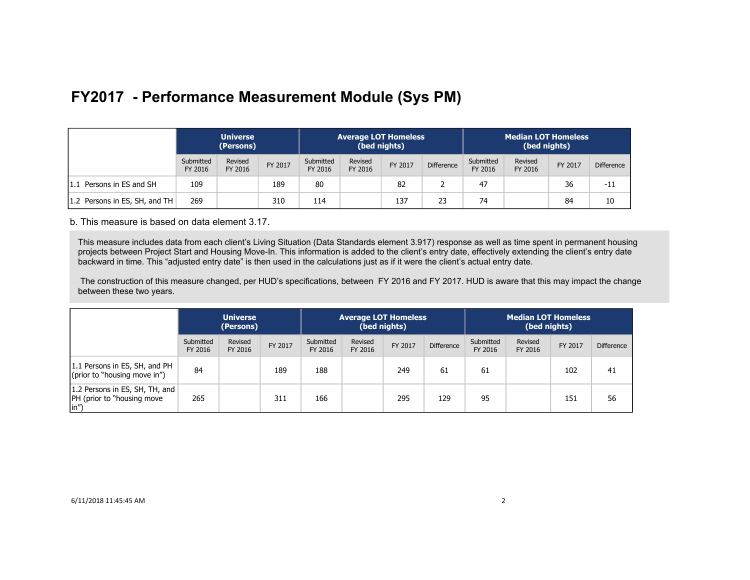# FY2017 - Performance Measurement Module (Sys PM)

| | Universe (Persons) | | | Average LOT Homeless (bed nights) | | | | Median LOT Homeless (bed nights) | | | |
|---|---|---|---|---|---|---|---|---|---|---|---|
| | Submitted FY 2016 | Revised FY 2016 | FY 2017 | Submitted FY 2016 | Revised FY 2016 | FY 2017 | Difference | Submitted FY 2016 | Revised FY 2016 | FY 2017 | Difference |
| 1.1 Persons in ES and SH | 109 | | 189 | 80 | | 82 | 2 | 47 | | 36 | -11 |
| 1.2 Persons in ES, SH, and TH | 269 | | 310 | 114 | | 137 | 23 | 74 | | 84 | 10 |

b. This measure is based on data element 3.17.

This measure includes data from each client's Living Situation (Data Standards element 3.917) response as well as time spent in permanent housing projects between Project Start and Housing Move-In. This information is added to the client's entry date, effectively extending the client's entry date backward in time. This "adjusted entry date" is then used in the calculations just as if it were the client's actual entry date.

The construction of this measure changed, per HUD's specifications, between FY 2016 and FY 2017. HUD is aware that this may impact the change between these two years.

| | Universe (Persons) | | | Average LOT Homeless (bed nights) | | | | Median LOT Homeless (bed nights) | | | |
|---|---|---|---|---|---|---|---|---|---|---|---|
| | Submitted FY 2016 | Revised FY 2016 | FY 2017 | Submitted FY 2016 | Revised FY 2016 | FY 2017 | Difference | Submitted FY 2016 | Revised FY 2016 | FY 2017 | Difference |
| 1.1 Persons in ES, SH, and PH (prior to "housing move in") | 84 | | 189 | 188 | | 249 | 61 | 61 | | 102 | 41 |
| 1.2 Persons in ES, SH, TH, and PH (prior to "housing move in") | 265 | | 311 | 166 | | 295 | 129 | 95 | | 151 | 56 |

6/11/2018 11:45:45 AM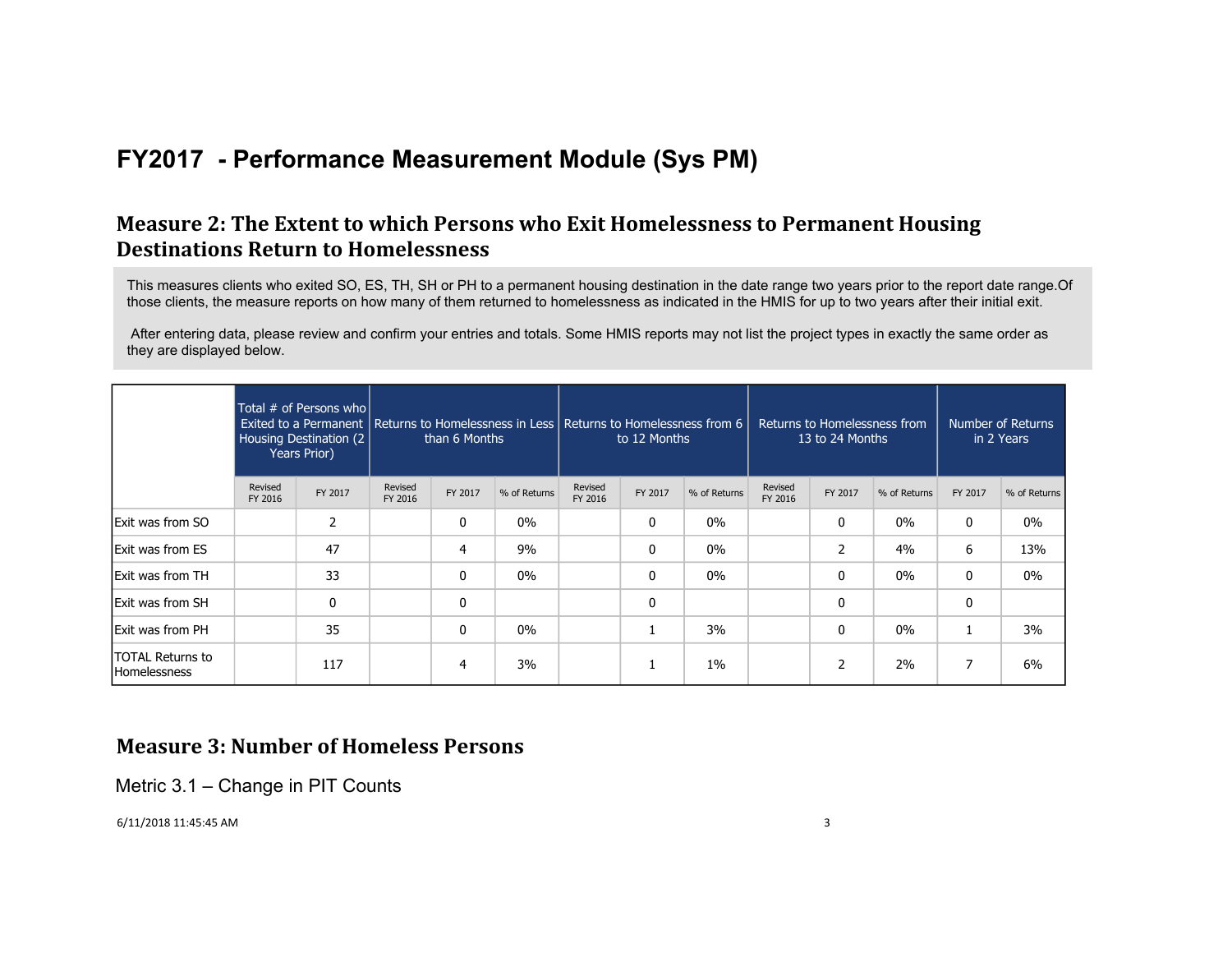# FY2017 - Performance Measurement Module (Sys PM)

## Measure 2: The Extent to which Persons who Exit Homelessness to Permanent Housing Destinations Return to Homelessness

This measures clients who exited SO, ES, TH, SH or PH to a permanent housing destination in the date range two years prior to the report date range.Of those clients, the measure reports on how many of them returned to homelessness as indicated in the HMIS for up to two years after their initial exit.

After entering data, please review and confirm your entries and totals. Some HMIS reports may not list the project types in exactly the same order as they are displayed below.

| | Total # of Persons who Exited to a Permanent Housing Destination (2 Years Prior) | | Returns to Homelessness in Less than 6 Months | | | Returns to Homelessness from 6 to 12 Months | | | Returns to Homelessness from 13 to 24 Months | | | Number of Returns in 2 Years | |
|---|---|---|---|---|---|---|---|---|---|---|---|---|---|
| | Revised FY 2016 | FY 2017 | Revised FY 2016 | FY 2017 | % of Returns | Revised FY 2016 | FY 2017 | % of Returns | Revised FY 2016 | FY 2017 | % of Returns | FY 2017 | % of Returns |
| Exit was from SO | | 2 | | 0 | 0% | | 0 | 0% | | 0 | 0% | 0 | 0% |
| Exit was from ES | | 47 | | 4 | 9% | | 0 | 0% | | 2 | 4% | 6 | 13% |
| Exit was from TH | | 33 | | 0 | 0% | | 0 | 0% | | 0 | 0% | 0 | 0% |
| Exit was from SH | | 0 | | 0 | | | 0 | | | 0 | | 0 | |
| Exit was from PH | | 35 | | 0 | 0% | | 1 | 3% | | 0 | 0% | 1 | 3% |
| TOTAL Returns to Homelessness | | 117 | | 4 | 3% | | 1 | 1% | | 2 | 2% | 7 | 6% |

## Measure 3: Number of Homeless Persons

Metric 3.1 – Change in PIT Counts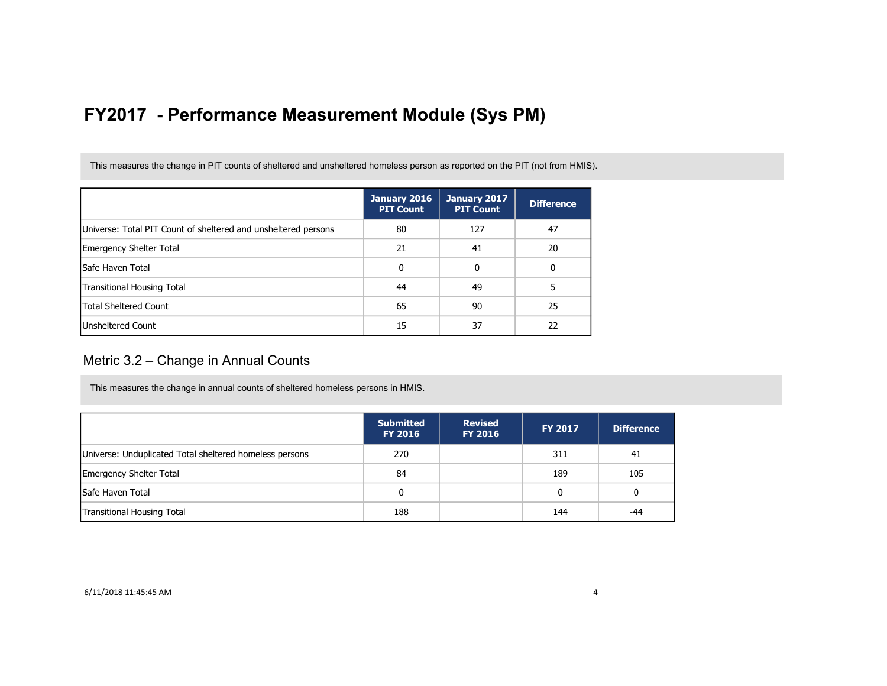# FY2017 - Performance Measurement Module (Sys PM)

This measures the change in PIT counts of sheltered and unsheltered homeless person as reported on the PIT (not from HMIS).

| | January 2016 PIT Count | January 2017 PIT Count | Difference |
|---|---|---|---|
| Universe: Total PIT Count of sheltered and unsheltered persons | 80 | 127 | 47 |
| Emergency Shelter Total | 21 | 41 | 20 |
| Safe Haven Total | 0 | 0 | 0 |
| Transitional Housing Total | 44 | 49 | 5 |
| Total Sheltered Count | 65 | 90 | 25 |
| Unsheltered Count | 15 | 37 | 22 |

## Metric 3.2 – Change in Annual Counts

This measures the change in annual counts of sheltered homeless persons in HMIS.

| | Submitted FY 2016 | Revised FY 2016 | FY 2017 | Difference |
|---|---|---|---|---|
| Universe: Unduplicated Total sheltered homeless persons | 270 | | 311 | 41 |
| Emergency Shelter Total | 84 | | 189 | 105 |
| Safe Haven Total | 0 | | 0 | 0 |
| Transitional Housing Total | 188 | | 144 | -44 |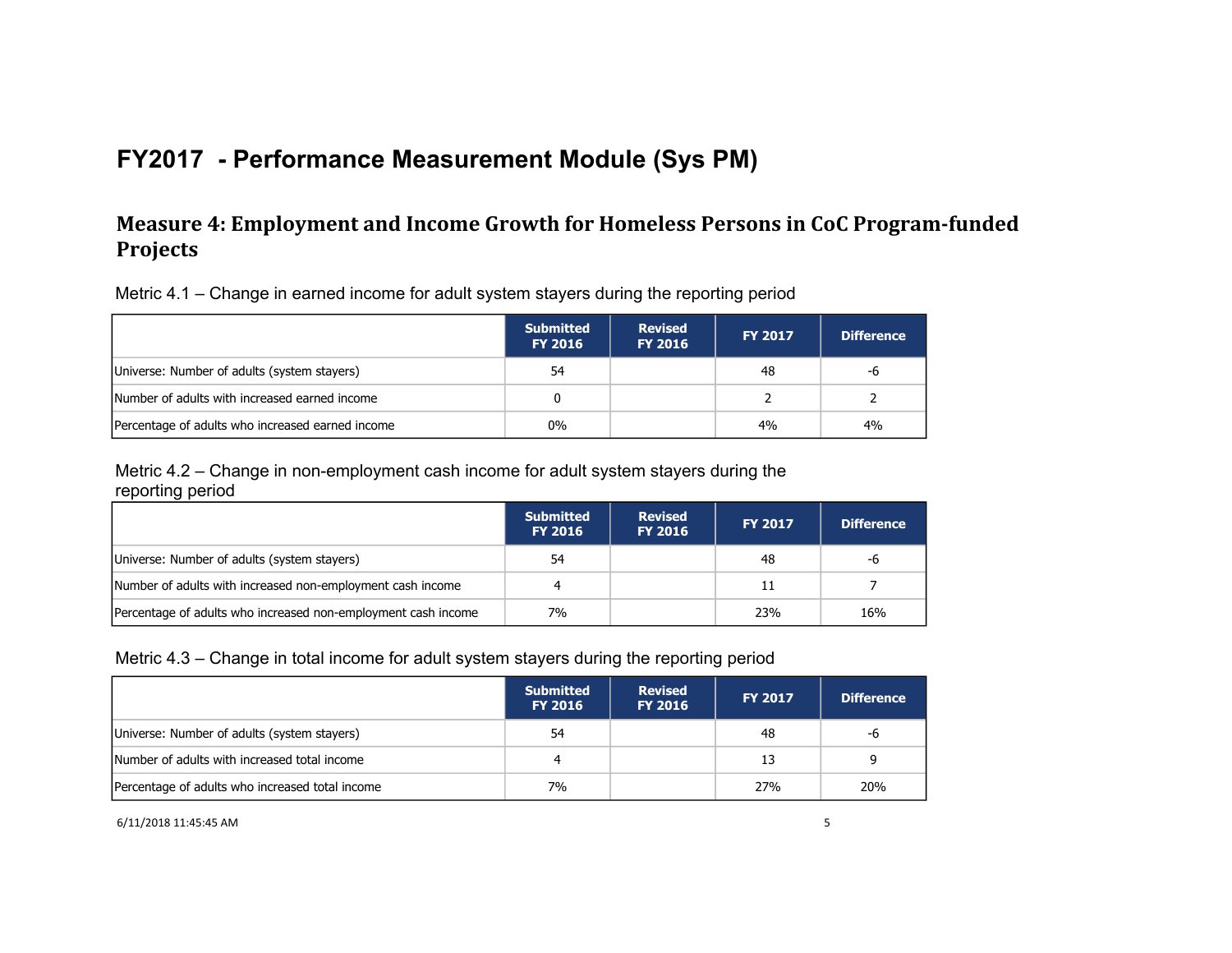# FY2017 - Performance Measurement Module (Sys PM)

## Measure 4: Employment and Income Growth for Homeless Persons in CoC Program-funded Projects

Metric 4.1 – Change in earned income for adult system stayers during the reporting period

| | Submitted FY 2016 | Revised FY 2016 | FY 2017 | Difference |
|---|---|---|---|---|
| Universe: Number of adults (system stayers) | 54 | | 48 | -6 |
| Number of adults with increased earned income | 0 | | 2 | 2 |
| Percentage of adults who increased earned income | 0% | | 4% | 4% |

Metric 4.2 – Change in non-employment cash income for adult system stayers during the reporting period

| | Submitted FY 2016 | Revised FY 2016 | FY 2017 | Difference |
|---|---|---|---|---|
| Universe: Number of adults (system stayers) | 54 | | 48 | -6 |
| Number of adults with increased non-employment cash income | 4 | | 11 | 7 |
| Percentage of adults who increased non-employment cash income | 7% | | 23% | 16% |

Metric 4.3 – Change in total income for adult system stayers during the reporting period

| | Submitted FY 2016 | Revised FY 2016 | FY 2017 | Difference |
|---|---|---|---|---|
| Universe: Number of adults (system stayers) | 54 | | 48 | -6 |
| Number of adults with increased total income | 4 | | 13 | 9 |
| Percentage of adults who increased total income | 7% | | 27% | 20% |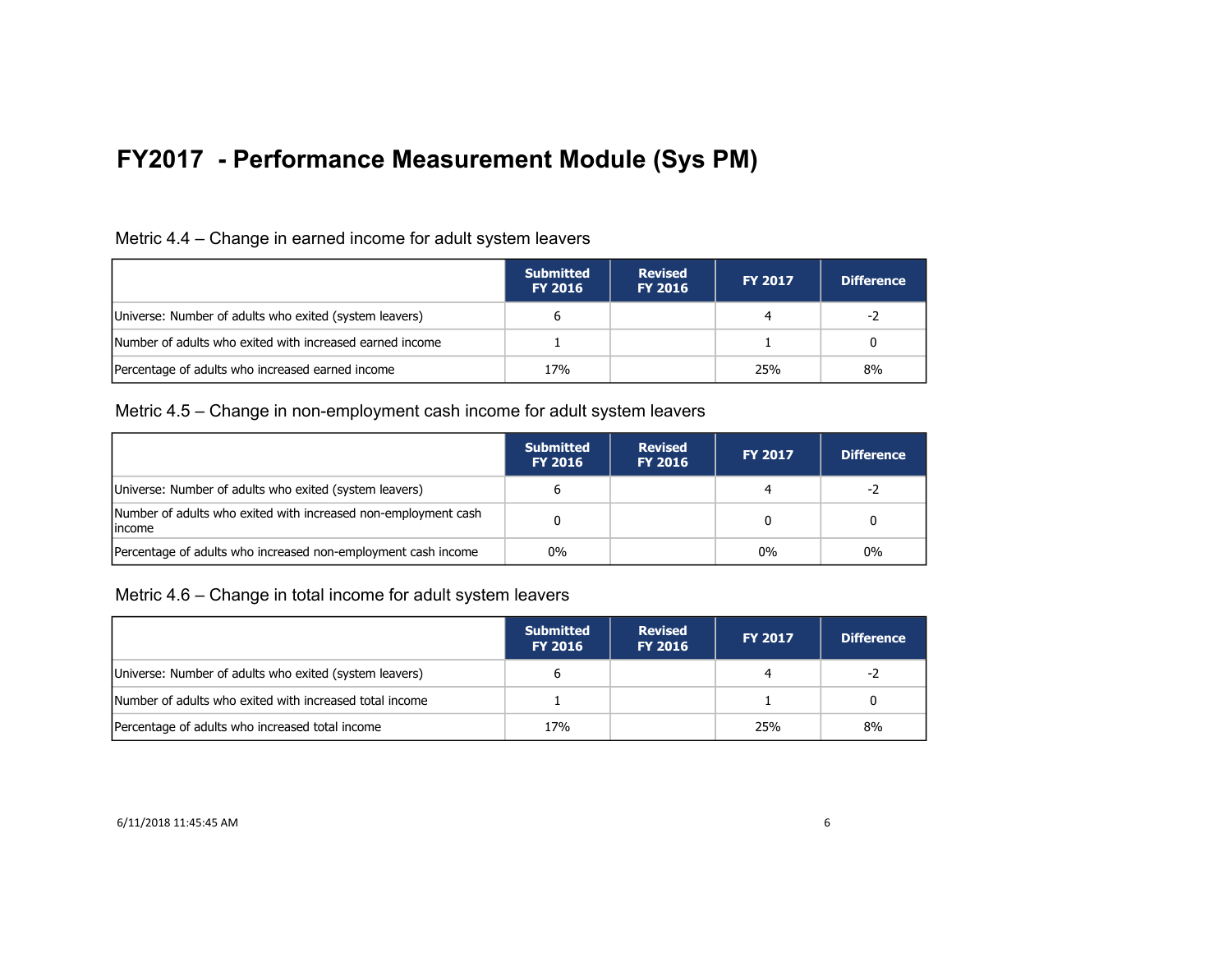# FY2017 - Performance Measurement Module (Sys PM)

## Metric 4.4 – Change in earned income for adult system leavers

| | Submitted FY 2016 | Revised FY 2016 | FY 2017 | Difference |
|---|---|---|---|---|
| Universe: Number of adults who exited (system leavers) | 6 | | 4 | -2 |
| Number of adults who exited with increased earned income | 1 | | 1 | 0 |
| Percentage of adults who increased earned income | 17% | | 25% | 8% |

## Metric 4.5 – Change in non-employment cash income for adult system leavers

| | Submitted FY 2016 | Revised FY 2016 | FY 2017 | Difference |
|---|---|---|---|---|
| Universe: Number of adults who exited (system leavers) | 6 | | 4 | -2 |
| Number of adults who exited with increased non-employment cash income | 0 | | 0 | 0 |
| Percentage of adults who increased non-employment cash income | 0% | | 0% | 0% |

## Metric 4.6 – Change in total income for adult system leavers

| | Submitted FY 2016 | Revised FY 2016 | FY 2017 | Difference |
|---|---|---|---|---|
| Universe: Number of adults who exited (system leavers) | 6 | | 4 | -2 |
| Number of adults who exited with increased total income | 1 | | 1 | 0 |
| Percentage of adults who increased total income | 17% | | 25% | 8% |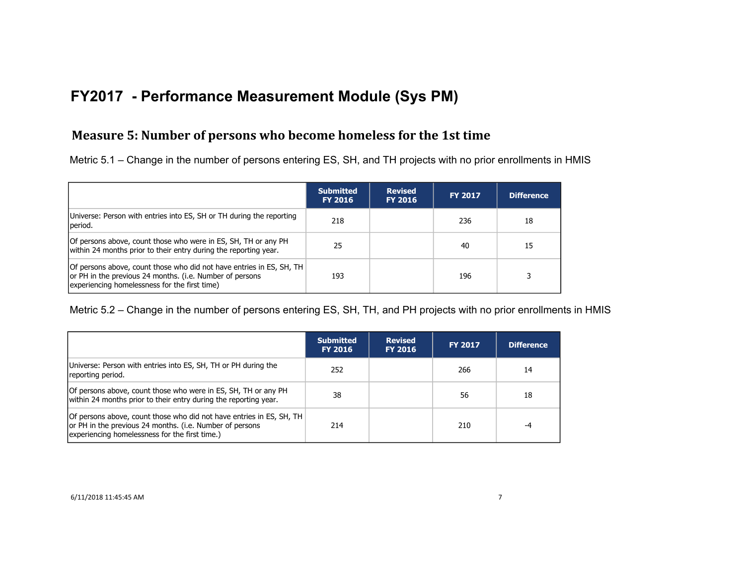# FY2017 - Performance Measurement Module (Sys PM)

## Measure 5: Number of persons who become homeless for the 1st time

Metric 5.1 – Change in the number of persons entering ES, SH, and TH projects with no prior enrollments in HMIS

| | Submitted FY 2016 | Revised FY 2016 | FY 2017 | Difference |
|---|---|---|---|---|
| Universe: Person with entries into ES, SH or TH during the reporting period. | 218 | | 236 | 18 |
| Of persons above, count those who were in ES, SH, TH or any PH within 24 months prior to their entry during the reporting year. | 25 | | 40 | 15 |
| Of persons above, count those who did not have entries in ES, SH, TH or PH in the previous 24 months. (i.e. Number of persons experiencing homelessness for the first time) | 193 | | 196 | 3 |

Metric 5.2 – Change in the number of persons entering ES, SH, TH, and PH projects with no prior enrollments in HMIS

| | Submitted FY 2016 | Revised FY 2016 | FY 2017 | Difference |
|---|---|---|---|---|
| Universe: Person with entries into ES, SH, TH or PH during the reporting period. | 252 | | 266 | 14 |
| Of persons above, count those who were in ES, SH, TH or any PH within 24 months prior to their entry during the reporting year. | 38 | | 56 | 18 |
| Of persons above, count those who did not have entries in ES, SH, TH or PH in the previous 24 months. (i.e. Number of persons experiencing homelessness for the first time.) | 214 | | 210 | -4 |

6/11/2018 11:45:45 AM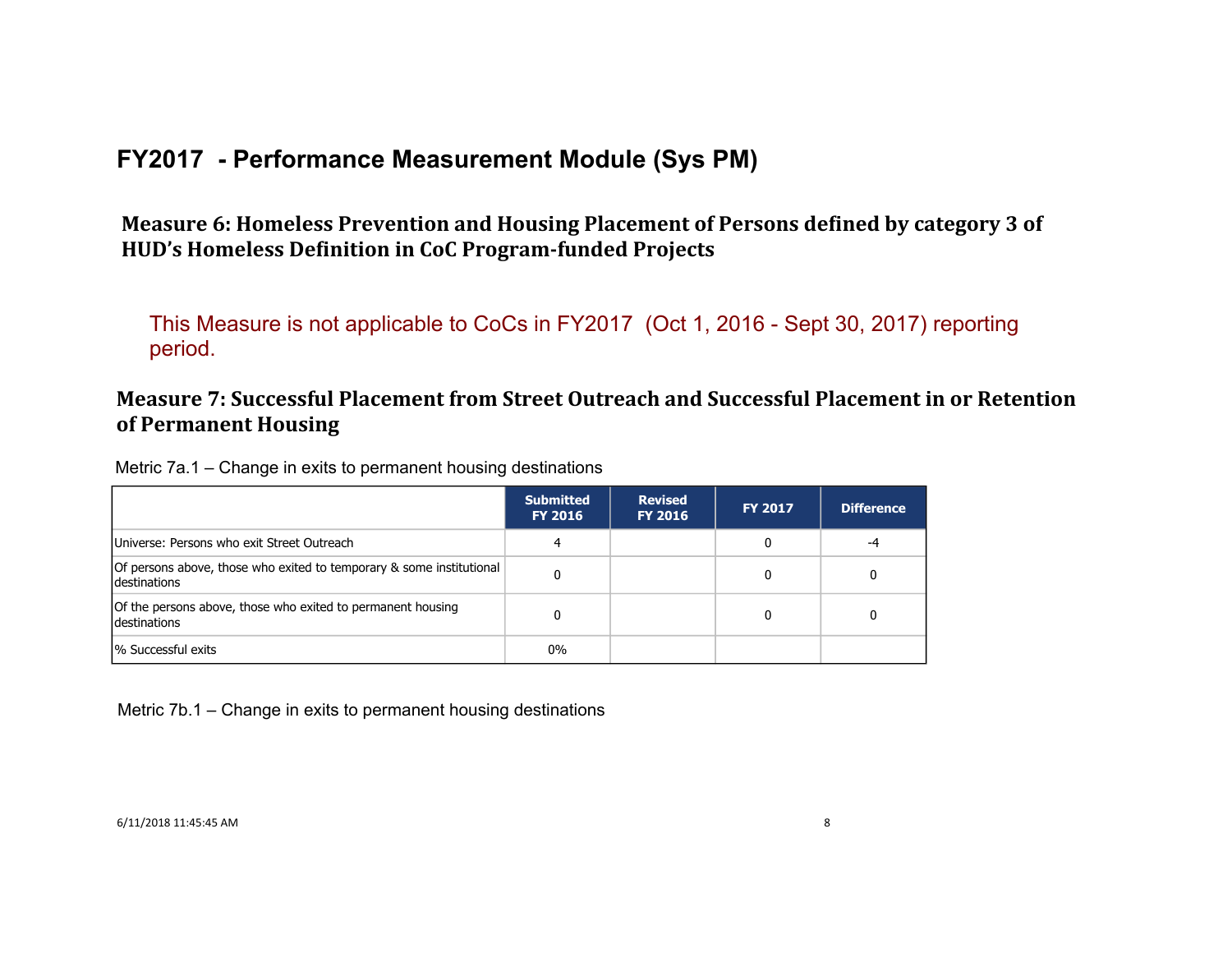# FY2017 - Performance Measurement Module (Sys PM)

## Measure 6: Homeless Prevention and Housing Placement of Persons defined by category 3 of HUD's Homeless Definition in CoC Program-funded Projects

This Measure is not applicable to CoCs in FY2017 (Oct 1, 2016 - Sept 30, 2017) reporting period.

## Measure 7: Successful Placement from Street Outreach and Successful Placement in or Retention of Permanent Housing

Metric 7a.1 – Change in exits to permanent housing destinations

| | Submitted FY 2016 | Revised FY 2016 | FY 2017 | Difference |
|---|---|---|---|---|
| Universe: Persons who exit Street Outreach | 4 | | 0 | -4 |
| Of persons above, those who exited to temporary & some institutional destinations | 0 | | 0 | 0 |
| Of the persons above, those who exited to permanent housing destinations | 0 | | 0 | 0 |
| % Successful exits | 0% | | | |

Metric 7b.1 – Change in exits to permanent housing destinations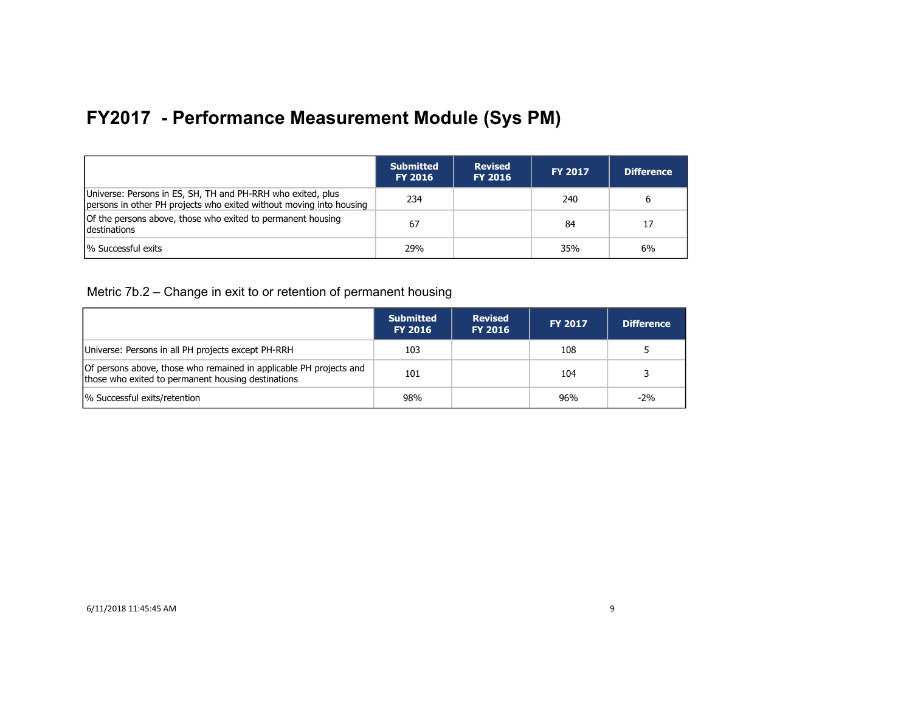# FY2017 - Performance Measurement Module (Sys PM)

| | Submitted FY 2016 | Revised FY 2016 | FY 2017 | Difference |
|---|---|---|---|---|
| Universe: Persons in ES, SH, TH and PH-RRH who exited, plus persons in other PH projects who exited without moving into housing | 234 | | 240 | 6 |
| Of the persons above, those who exited to permanent housing destinations | 67 | | 84 | 17 |
| % Successful exits | 29% | | 35% | 6% |

Metric 7b.2 – Change in exit to or retention of permanent housing

| | Submitted FY 2016 | Revised FY 2016 | FY 2017 | Difference |
|---|---|---|---|---|
| Universe: Persons in all PH projects except PH-RRH | 103 | | 108 | 5 |
| Of persons above, those who remained in applicable PH projects and those who exited to permanent housing destinations | 101 | | 104 | 3 |
| % Successful exits/retention | 98% | | 96% | -2% |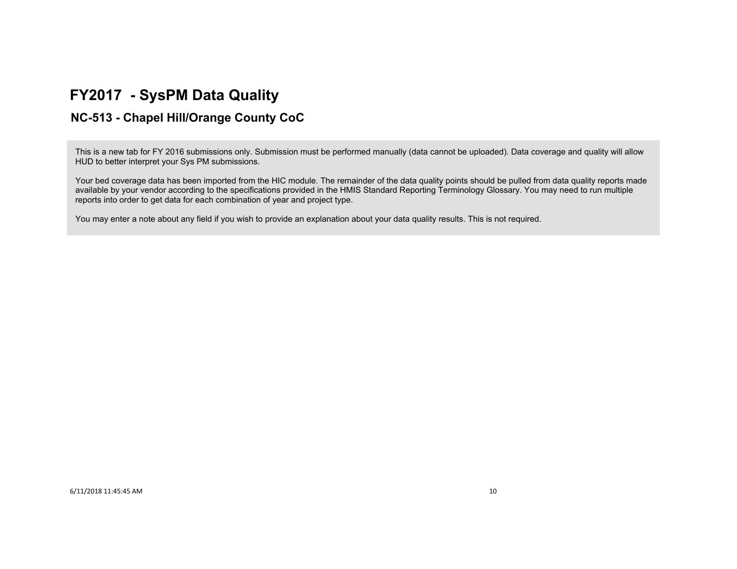# FY2017 - SysPM Data Quality

## NC-513 - Chapel Hill/Orange County CoC

This is a new tab for FY 2016 submissions only. Submission must be performed manually (data cannot be uploaded). Data coverage and quality will allow HUD to better interpret your Sys PM submissions.

Your bed coverage data has been imported from the HIC module. The remainder of the data quality points should be pulled from data quality reports made available by your vendor according to the specifications provided in the HMIS Standard Reporting Terminology Glossary. You may need to run multiple reports into order to get data for each combination of year and project type.

You may enter a note about any field if you wish to provide an explanation about your data quality results. This is not required.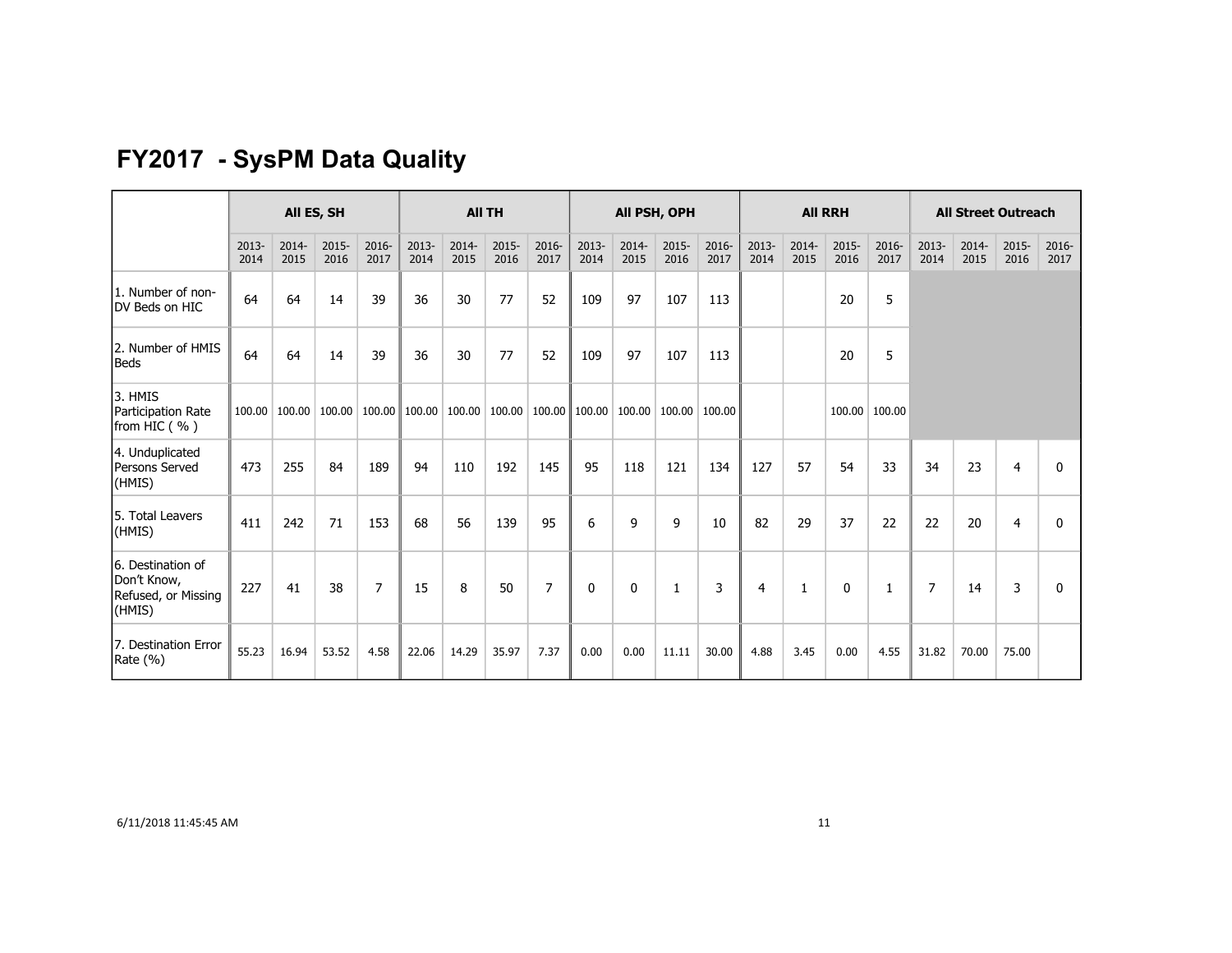# FY2017 - SysPM Data Quality

| | All ES, SH | | | | All TH | | | | All PSH, OPH | | | | All RRH | | | | All Street Outreach | | | |
|---|---|---|---|---|---|---|---|---|---|---|---|---|---|---|---|---|---|---|---|---|
| | 2013-2014 | 2014-2015 | 2015-2016 | 2016-2017 | 2013-2014 | 2014-2015 | 2015-2016 | 2016-2017 | 2013-2014 | 2014-2015 | 2015-2016 | 2016-2017 | 2013-2014 | 2014-2015 | 2015-2016 | 2016-2017 | 2013-2014 | 2014-2015 | 2015-2016 | 2016-2017 |
| 1. Number of non-DV Beds on HIC | 64 | 64 | 14 | 39 | 36 | 30 | 77 | 52 | 109 | 97 | 107 | 113 | | | 20 | 5 | | | | |
| 2. Number of HMIS Beds | 64 | 64 | 14 | 39 | 36 | 30 | 77 | 52 | 109 | 97 | 107 | 113 | | | 20 | 5 | | | | |
| 3. HMIS Participation Rate from HIC ( % ) | 100.00 | 100.00 | 100.00 | 100.00 | 100.00 | 100.00 | 100.00 | 100.00 | 100.00 | 100.00 | 100.00 | 100.00 | | | 100.00 | 100.00 | | | | |
| 4. Unduplicated Persons Served (HMIS) | 473 | 255 | 84 | 189 | 94 | 110 | 192 | 145 | 95 | 118 | 121 | 134 | 127 | 57 | 54 | 33 | 34 | 23 | 4 | 0 |
| 5. Total Leavers (HMIS) | 411 | 242 | 71 | 153 | 68 | 56 | 139 | 95 | 6 | 9 | 9 | 10 | 82 | 29 | 37 | 22 | 22 | 20 | 4 | 0 |
| 6. Destination of Don't Know, Refused, or Missing (HMIS) | 227 | 41 | 38 | 7 | 15 | 8 | 50 | 7 | 0 | 0 | 1 | 3 | 4 | 1 | 0 | 1 | 7 | 14 | 3 | 0 |
| 7. Destination Error Rate (%) | 55.23 | 16.94 | 53.52 | 4.58 | 22.06 | 14.29 | 35.97 | 7.37 | 0.00 | 0.00 | 11.11 | 30.00 | 4.88 | 3.45 | 0.00 | 4.55 | 31.82 | 70.00 | 75.00 | |

6/11/2018 11:45:45 AM